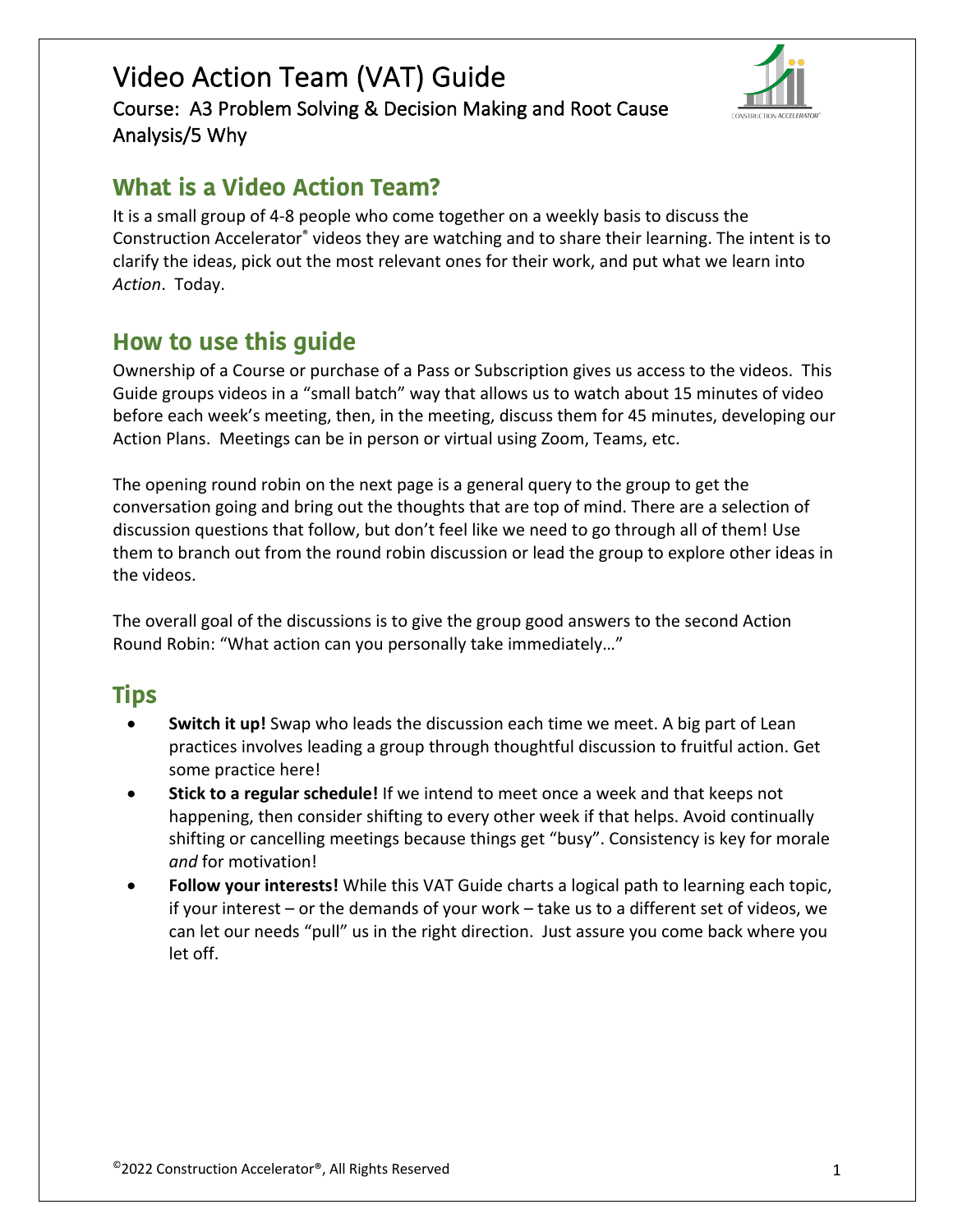# Video Action Team (VAT) Guide

Course: A3 Problem Solving & Decision Making and Root Cause Analysis/5 Why

## What is a Video Action Team?

It is a small group of 4-8 people who come together on a weekly basis to discuss the Construction Accelerator® videos they are watching and to share their learning. The intent is to clarify the ideas, pick out the most relevant ones for their work, and put what we learn into *Action*. Today.

## How to use this guide

Ownership of a Course or purchase of a Pass or Subscription gives us access to the videos. This Guide groups videos in a "small batch" way that allows us to watch about 15 minutes of video before each week's meeting, then, in the meeting, discuss them for 45 minutes, developing our Action Plans. Meetings can be in person or virtual using Zoom, Teams, etc.

The opening round robin on the next page is a general query to the group to get the conversation going and bring out the thoughts that are top of mind. There are a selection of discussion questions that follow, but don't feel like we need to go through all of them! Use them to branch out from the round robin discussion or lead the group to explore other ideas in the videos.

The overall goal of the discussions is to give the group good answers to the second Action Round Robin: "What action can you personally take immediately…"

## Tips

- **Switch it up!** Swap who leads the discussion each time we meet. A big part of Lean practices involves leading a group through thoughtful discussion to fruitful action. Get some practice here!
- **Stick to a regular schedule!** If we intend to meet once a week and that keeps not happening, then consider shifting to every other week if that helps. Avoid continually shifting or cancelling meetings because things get "busy". Consistency is key for morale *and* for motivation!
- **Follow your interests!** While this VAT Guide charts a logical path to learning each topic, if your interest – or the demands of your work – take us to a different set of videos, we can let our needs "pull" us in the right direction. Just assure you come back where you let off.

©2022 Construction Accelerator®, All Rights Reserved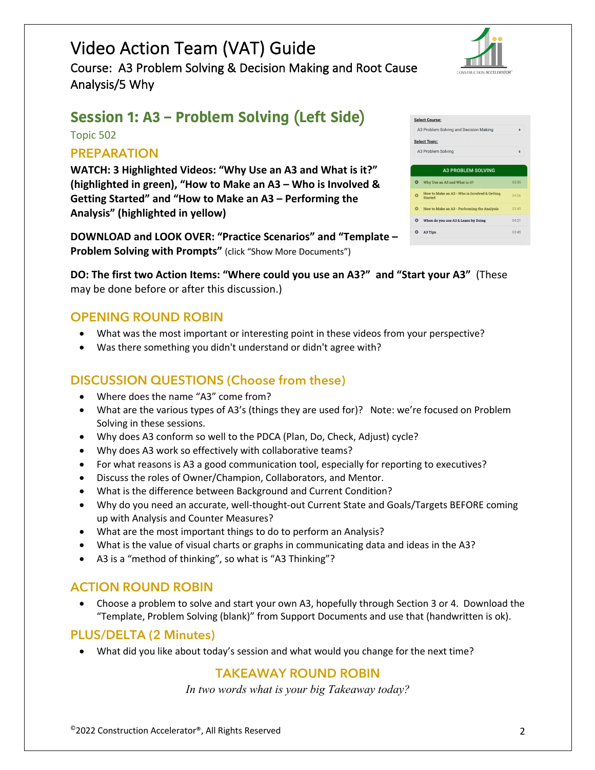# Video Action Team (VAT) Guide

Course: A3 Problem Solving & Decision Making and Root Cause Analysis/5 Why

## Session 1: A3 – Problem Solving (Left Side)

Topic 502

### PREPARATION

**WATCH: 3 Highlighted Videos: "Why Use an A3 and What is it?" (highlighted in green), "How to Make an A3 – Who is Involved & Getting Started" and "How to Make an A3 – Performing the Analysis" (highlighted in yellow)**

**DOWNLOAD and LOOK OVER: "Practice Scenarios" and "Template – Problem Solving with Prompts"** (click "Show More Documents")

**DO: The first two Action Items: "Where could you use an A3?" and "Start your A3"** (These may be done before or after this discussion.)

### OPENING ROUND ROBIN

- What was the most important or interesting point in these videos from your perspective?
- Was there something you didn't understand or didn't agree with?

### DISCUSSION QUESTIONS (Choose from these)

- Where does the name "A3" come from?
- What are the various types of A3's (things they are used for)? Note: we're focused on Problem Solving in these sessions.
- Why does A3 conform so well to the PDCA (Plan, Do, Check, Adjust) cycle?
- Why does A3 work so effectively with collaborative teams?
- For what reasons is A3 a good communication tool, especially for reporting to executives?
- Discuss the roles of Owner/Champion, Collaborators, and Mentor.
- What is the difference between Background and Current Condition?
- Why do you need an accurate, well-thought-out Current State and Goals/Targets BEFORE coming up with Analysis and Counter Measures?
- What are the most important things to do to perform an Analysis?
- What is the value of visual charts or graphs in communicating data and ideas in the A3?
- A3 is a "method of thinking", so what is "A3 Thinking"?

### ACTION ROUND ROBIN

- Choose a problem to solve and start your own A3, hopefully through Section 3 or 4. Download the "Template, Problem Solving (blank)" from Support Documents and use that (handwritten is ok).

### PLUS/DELTA (2 Minutes)

- What did you like about today's session and what would you change for the next time?

### TAKEAWAY ROUND ROBIN

*In two words what is your big Takeaway today?*

©2022 Construction Accelerator®, All Rights Reserved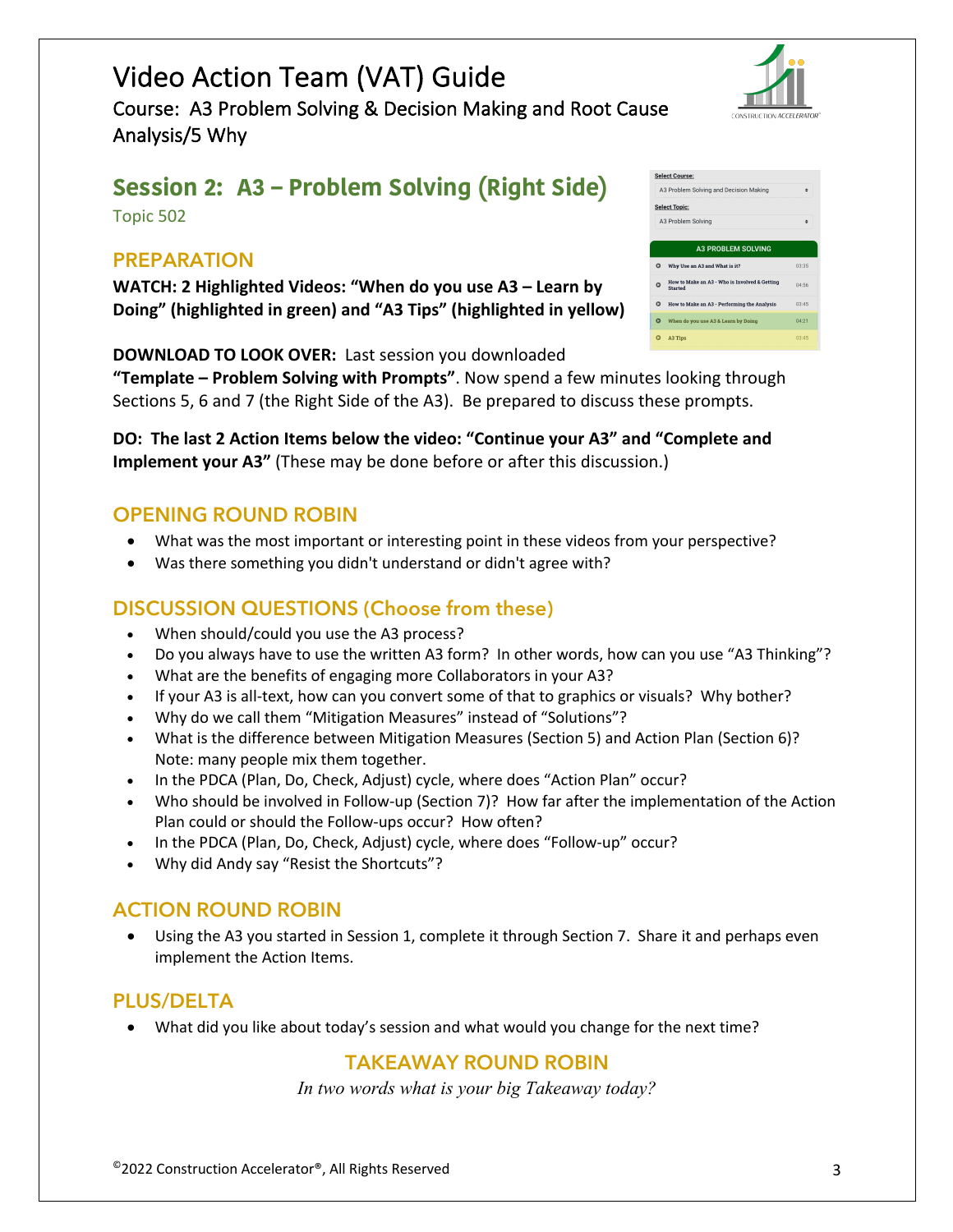# Video Action Team (VAT) Guide

Course: A3 Problem Solving & Decision Making and Root Cause Analysis/5 Why

## Session 2: A3 – Problem Solving (Right Side)

Topic 502

### PREPARATION

**WATCH: 2 Highlighted Videos: "When do you use A3 – Learn by Doing" (highlighted in green) and "A3 Tips" (highlighted in yellow)**

**DOWNLOAD TO LOOK OVER:** Last session you downloaded **"Template – Problem Solving with Prompts"**. Now spend a few minutes looking through Sections 5, 6 and 7 (the Right Side of the A3). Be prepared to discuss these prompts.

**DO: The last 2 Action Items below the video: "Continue your A3" and "Complete and Implement your A3"** (These may be done before or after this discussion.)

### OPENING ROUND ROBIN

- What was the most important or interesting point in these videos from your perspective?
- Was there something you didn't understand or didn't agree with?

### DISCUSSION QUESTIONS (Choose from these)

- When should/could you use the A3 process?
- Do you always have to use the written A3 form? In other words, how can you use "A3 Thinking"?
- What are the benefits of engaging more Collaborators in your A3?
- If your A3 is all-text, how can you convert some of that to graphics or visuals? Why bother?
- Why do we call them "Mitigation Measures" instead of "Solutions"?
- What is the difference between Mitigation Measures (Section 5) and Action Plan (Section 6)? Note: many people mix them together.
- In the PDCA (Plan, Do, Check, Adjust) cycle, where does "Action Plan" occur?
- Who should be involved in Follow-up (Section 7)? How far after the implementation of the Action Plan could or should the Follow-ups occur? How often?
- In the PDCA (Plan, Do, Check, Adjust) cycle, where does "Follow-up" occur?
- Why did Andy say "Resist the Shortcuts"?

### ACTION ROUND ROBIN

- Using the A3 you started in Session 1, complete it through Section 7. Share it and perhaps even implement the Action Items.

### PLUS/DELTA

- What did you like about today's session and what would you change for the next time?

### TAKEAWAY ROUND ROBIN

*In two words what is your big Takeaway today?*

©2022 Construction Accelerator®, All Rights Reserved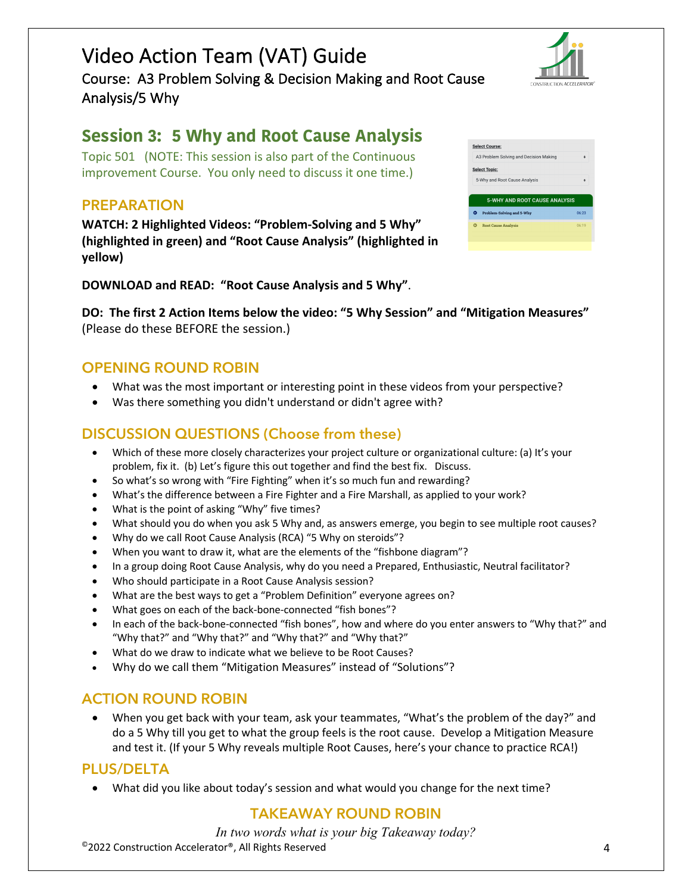# Video Action Team (VAT) Guide

Course: A3 Problem Solving & Decision Making and Root Cause Analysis/5 Why

## Session 3: 5 Why and Root Cause Analysis

Topic 501 (NOTE: This session is also part of the Continuous improvement Course. You only need to discuss it one time.)

### PREPARATION

**WATCH: 2 Highlighted Videos: "Problem-Solving and 5 Why" (highlighted in green) and "Root Cause Analysis" (highlighted in yellow)**

**DOWNLOAD and READ: "Root Cause Analysis and 5 Why"**.

**DO: The first 2 Action Items below the video: "5 Why Session" and "Mitigation Measures"** (Please do these BEFORE the session.)

### OPENING ROUND ROBIN

- What was the most important or interesting point in these videos from your perspective?
- Was there something you didn't understand or didn't agree with?

### DISCUSSION QUESTIONS (Choose from these)

- Which of these more closely characterizes your project culture or organizational culture: (a) It's your problem, fix it. (b) Let's figure this out together and find the best fix. Discuss.
- So what's so wrong with "Fire Fighting" when it's so much fun and rewarding?
- What's the difference between a Fire Fighter and a Fire Marshall, as applied to your work?
- What is the point of asking "Why" five times?
- What should you do when you ask 5 Why and, as answers emerge, you begin to see multiple root causes?
- Why do we call Root Cause Analysis (RCA) "5 Why on steroids"?
- When you want to draw it, what are the elements of the "fishbone diagram"?
- In a group doing Root Cause Analysis, why do you need a Prepared, Enthusiastic, Neutral facilitator?
- Who should participate in a Root Cause Analysis session?
- What are the best ways to get a "Problem Definition" everyone agrees on?
- What goes on each of the back-bone-connected "fish bones"?
- In each of the back-bone-connected "fish bones", how and where do you enter answers to "Why that?" and "Why that?" and "Why that?" and "Why that?"
- What do we draw to indicate what we believe to be Root Causes?
- Why do we call them "Mitigation Measures" instead of "Solutions"?

### ACTION ROUND ROBIN

- When you get back with your team, ask your teammates, "What's the problem of the day?" and do a 5 Why till you get to what the group feels is the root cause. Develop a Mitigation Measure and test it. (If your 5 Why reveals multiple Root Causes, here's your chance to practice RCA!)

### PLUS/DELTA

- What did you like about today's session and what would you change for the next time?

### TAKEAWAY ROUND ROBIN

*In two words what is your big Takeaway today?*

©2022 Construction Accelerator®, All Rights Reserved